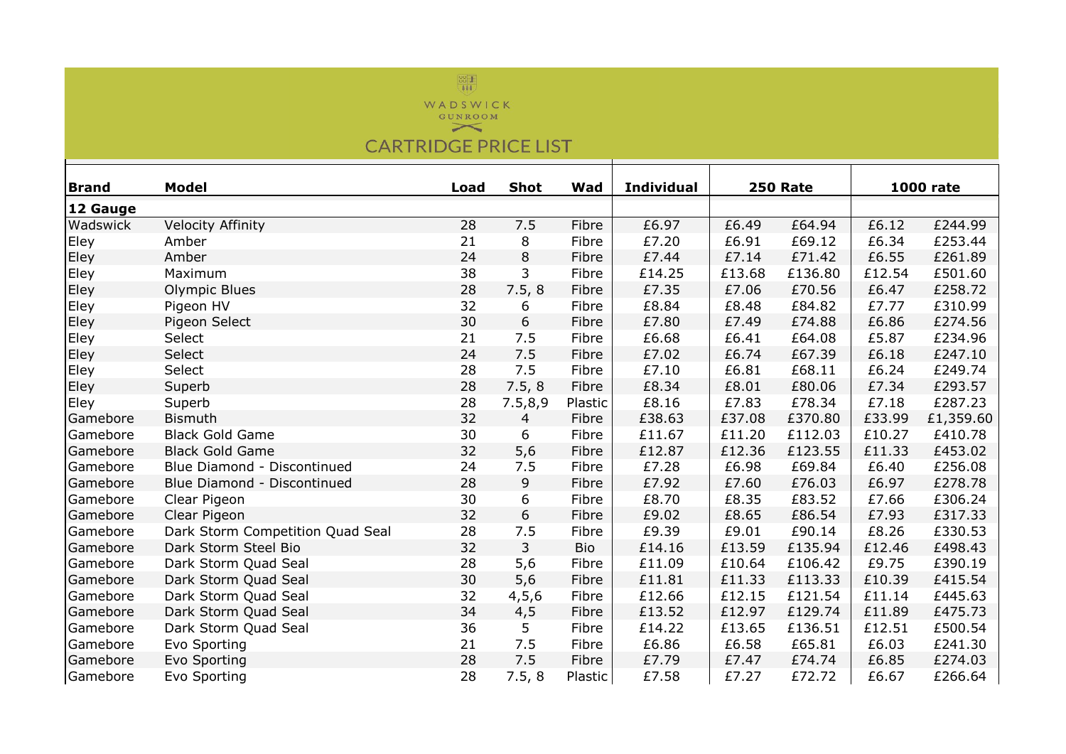# WADSWICK GUNROOM

## CARTRIDGE PRICE LIST

| Brand | Model | Load | Shot | Wad | Individual | 250 Rate | | 1000 rate | |
|---|---|---|---|---|---|---|---|---|---|
| **12 Gauge** | | | | | | | | | |
| Wadswick | Velocity Affinity | 28 | 7.5 | Fibre | £6.97 | £6.49 | £64.94 | £6.12 | £244.99 |
| Eley | Amber | 21 | 8 | Fibre | £7.20 | £6.91 | £69.12 | £6.34 | £253.44 |
| Eley | Amber | 24 | 8 | Fibre | £7.44 | £7.14 | £71.42 | £6.55 | £261.89 |
| Eley | Maximum | 38 | 3 | Fibre | £14.25 | £13.68 | £136.80 | £12.54 | £501.60 |
| Eley | Olympic Blues | 28 | 7.5, 8 | Fibre | £7.35 | £7.06 | £70.56 | £6.47 | £258.72 |
| Eley | Pigeon HV | 32 | 6 | Fibre | £8.84 | £8.48 | £84.82 | £7.77 | £310.99 |
| Eley | Pigeon Select | 30 | 6 | Fibre | £7.80 | £7.49 | £74.88 | £6.86 | £274.56 |
| Eley | Select | 21 | 7.5 | Fibre | £6.68 | £6.41 | £64.08 | £5.87 | £234.96 |
| Eley | Select | 24 | 7.5 | Fibre | £7.02 | £6.74 | £67.39 | £6.18 | £247.10 |
| Eley | Select | 28 | 7.5 | Fibre | £7.10 | £6.81 | £68.11 | £6.24 | £249.74 |
| Eley | Superb | 28 | 7.5, 8 | Fibre | £8.34 | £8.01 | £80.06 | £7.34 | £293.57 |
| Eley | Superb | 28 | 7.5,8,9 | Plastic | £8.16 | £7.83 | £78.34 | £7.18 | £287.23 |
| Gamebore | Bismuth | 32 | 4 | Fibre | £38.63 | £37.08 | £370.80 | £33.99 | £1,359.60 |
| Gamebore | Black Gold Game | 30 | 6 | Fibre | £11.67 | £11.20 | £112.03 | £10.27 | £410.78 |
| Gamebore | Black Gold Game | 32 | 5,6 | Fibre | £12.87 | £12.36 | £123.55 | £11.33 | £453.02 |
| Gamebore | Blue Diamond - Discontinued | 24 | 7.5 | Fibre | £7.28 | £6.98 | £69.84 | £6.40 | £256.08 |
| Gamebore | Blue Diamond - Discontinued | 28 | 9 | Fibre | £7.92 | £7.60 | £76.03 | £6.97 | £278.78 |
| Gamebore | Clear Pigeon | 30 | 6 | Fibre | £8.70 | £8.35 | £83.52 | £7.66 | £306.24 |
| Gamebore | Clear Pigeon | 32 | 6 | Fibre | £9.02 | £8.65 | £86.54 | £7.93 | £317.33 |
| Gamebore | Dark Storm Competition Quad Seal | 28 | 7.5 | Fibre | £9.39 | £9.01 | £90.14 | £8.26 | £330.53 |
| Gamebore | Dark Storm Steel Bio | 32 | 3 | Bio | £14.16 | £13.59 | £135.94 | £12.46 | £498.43 |
| Gamebore | Dark Storm Quad Seal | 28 | 5,6 | Fibre | £11.09 | £10.64 | £106.42 | £9.75 | £390.19 |
| Gamebore | Dark Storm Quad Seal | 30 | 5,6 | Fibre | £11.81 | £11.33 | £113.33 | £10.39 | £415.54 |
| Gamebore | Dark Storm Quad Seal | 32 | 4,5,6 | Fibre | £12.66 | £12.15 | £121.54 | £11.14 | £445.63 |
| Gamebore | Dark Storm Quad Seal | 34 | 4,5 | Fibre | £13.52 | £12.97 | £129.74 | £11.89 | £475.73 |
| Gamebore | Dark Storm Quad Seal | 36 | 5 | Fibre | £14.22 | £13.65 | £136.51 | £12.51 | £500.54 |
| Gamebore | Evo Sporting | 21 | 7.5 | Fibre | £6.86 | £6.58 | £65.81 | £6.03 | £241.30 |
| Gamebore | Evo Sporting | 28 | 7.5 | Fibre | £7.79 | £7.47 | £74.74 | £6.85 | £274.03 |
| Gamebore | Evo Sporting | 28 | 7.5, 8 | Plastic | £7.58 | £7.27 | £72.72 | £6.67 | £266.64 |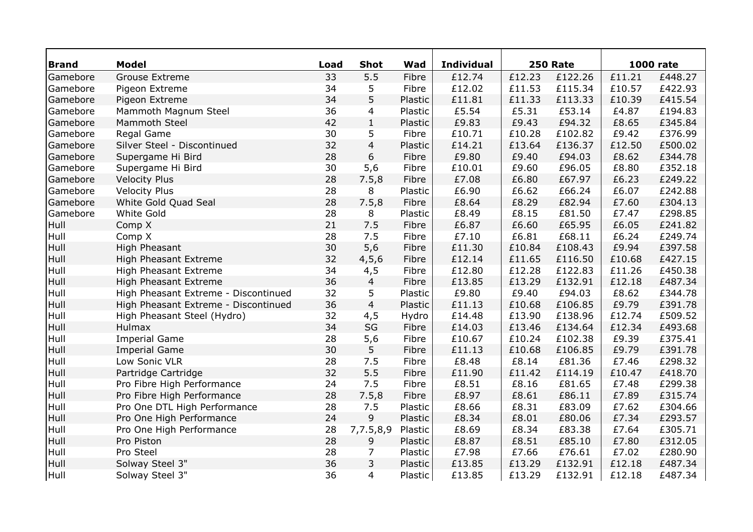| Brand | Model | Load | Shot | Wad | Individual | 250 Rate | | 1000 rate | |
|---|---|---|---|---|---|---|---|---|---|
| Gamebore | Grouse Extreme | 33 | 5.5 | Fibre | £12.74 | £12.23 | £122.26 | £11.21 | £448.27 |
| Gamebore | Pigeon Extreme | 34 | 5 | Fibre | £12.02 | £11.53 | £115.34 | £10.57 | £422.93 |
| Gamebore | Pigeon Extreme | 34 | 5 | Plastic | £11.81 | £11.33 | £113.33 | £10.39 | £415.54 |
| Gamebore | Mammoth Magnum Steel | 36 | 4 | Plastic | £5.54 | £5.31 | £53.14 | £4.87 | £194.83 |
| Gamebore | Mammoth Steel | 42 | 1 | Plastic | £9.83 | £9.43 | £94.32 | £8.65 | £345.84 |
| Gamebore | Regal Game | 30 | 5 | Fibre | £10.71 | £10.28 | £102.82 | £9.42 | £376.99 |
| Gamebore | Silver Steel - Discontinued | 32 | 4 | Plastic | £14.21 | £13.64 | £136.37 | £12.50 | £500.02 |
| Gamebore | Supergame Hi Bird | 28 | 6 | Fibre | £9.80 | £9.40 | £94.03 | £8.62 | £344.78 |
| Gamebore | Supergame Hi Bird | 30 | 5,6 | Fibre | £10.01 | £9.60 | £96.05 | £8.80 | £352.18 |
| Gamebore | Velocity Plus | 28 | 7.5,8 | Fibre | £7.08 | £6.80 | £67.97 | £6.23 | £249.22 |
| Gamebore | Velocity Plus | 28 | 8 | Plastic | £6.90 | £6.62 | £66.24 | £6.07 | £242.88 |
| Gamebore | White Gold Quad Seal | 28 | 7.5,8 | Fibre | £8.64 | £8.29 | £82.94 | £7.60 | £304.13 |
| Gamebore | White Gold | 28 | 8 | Plastic | £8.49 | £8.15 | £81.50 | £7.47 | £298.85 |
| Hull | Comp X | 21 | 7.5 | Fibre | £6.87 | £6.60 | £65.95 | £6.05 | £241.82 |
| Hull | Comp X | 28 | 7.5 | Fibre | £7.10 | £6.81 | £68.11 | £6.24 | £249.74 |
| Hull | High Pheasant | 30 | 5,6 | Fibre | £11.30 | £10.84 | £108.43 | £9.94 | £397.58 |
| Hull | High Pheasant Extreme | 32 | 4,5,6 | Fibre | £12.14 | £11.65 | £116.50 | £10.68 | £427.15 |
| Hull | High Pheasant Extreme | 34 | 4,5 | Fibre | £12.80 | £12.28 | £122.83 | £11.26 | £450.38 |
| Hull | High Pheasant Extreme | 36 | 4 | Fibre | £13.85 | £13.29 | £132.91 | £12.18 | £487.34 |
| Hull | High Pheasant Extreme - Discontinued | 32 | 5 | Plastic | £9.80 | £9.40 | £94.03 | £8.62 | £344.78 |
| Hull | High Pheasant Extreme - Discontinued | 36 | 4 | Plastic | £11.13 | £10.68 | £106.85 | £9.79 | £391.78 |
| Hull | High Pheasant Steel (Hydro) | 32 | 4,5 | Hydro | £14.48 | £13.90 | £138.96 | £12.74 | £509.52 |
| Hull | Hulmax | 34 | SG | Fibre | £14.03 | £13.46 | £134.64 | £12.34 | £493.68 |
| Hull | Imperial Game | 28 | 5,6 | Fibre | £10.67 | £10.24 | £102.38 | £9.39 | £375.41 |
| Hull | Imperial Game | 30 | 5 | Fibre | £11.13 | £10.68 | £106.85 | £9.79 | £391.78 |
| Hull | Low Sonic VLR | 28 | 7.5 | Fibre | £8.48 | £8.14 | £81.36 | £7.46 | £298.32 |
| Hull | Partridge Cartridge | 32 | 5.5 | Fibre | £11.90 | £11.42 | £114.19 | £10.47 | £418.70 |
| Hull | Pro Fibre High Performance | 24 | 7.5 | Fibre | £8.51 | £8.16 | £81.65 | £7.48 | £299.38 |
| Hull | Pro Fibre High Performance | 28 | 7.5,8 | Fibre | £8.97 | £8.61 | £86.11 | £7.89 | £315.74 |
| Hull | Pro One DTL High Performance | 28 | 7.5 | Plastic | £8.66 | £8.31 | £83.09 | £7.62 | £304.66 |
| Hull | Pro One High Performance | 24 | 9 | Plastic | £8.34 | £8.01 | £80.06 | £7.34 | £293.57 |
| Hull | Pro One High Performance | 28 | 7,7.5,8,9 | Plastic | £8.69 | £8.34 | £83.38 | £7.64 | £305.71 |
| Hull | Pro Piston | 28 | 9 | Plastic | £8.87 | £8.51 | £85.10 | £7.80 | £312.05 |
| Hull | Pro Steel | 28 | 7 | Plastic | £7.98 | £7.66 | £76.61 | £7.02 | £280.90 |
| Hull | Solway Steel 3" | 36 | 3 | Plastic | £13.85 | £13.29 | £132.91 | £12.18 | £487.34 |
| Hull | Solway Steel 3" | 36 | 4 | Plastic | £13.85 | £13.29 | £132.91 | £12.18 | £487.34 |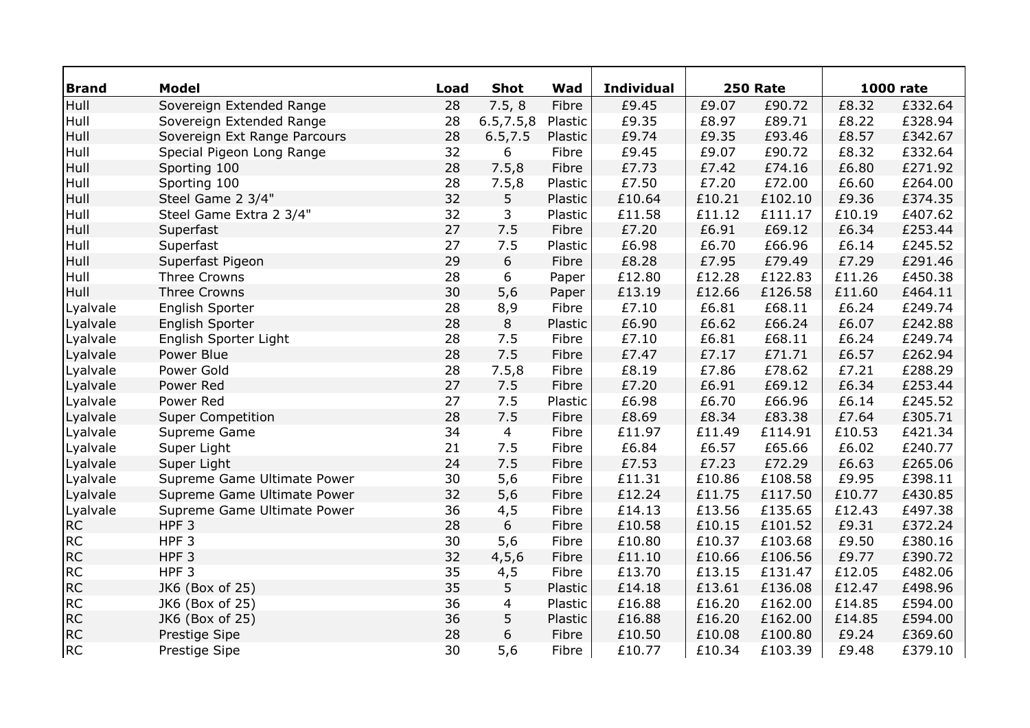| Brand | Model | Load | Shot | Wad | Individual | 250 Rate | | 1000 rate | |
|---|---|---|---|---|---|---|---|---|---|
| Hull | Sovereign Extended Range | 28 | 7.5, 8 | Fibre | £9.45 | £9.07 | £90.72 | £8.32 | £332.64 |
| Hull | Sovereign Extended Range | 28 | 6.5,7.5,8 | Plastic | £9.35 | £8.97 | £89.71 | £8.22 | £328.94 |
| Hull | Sovereign Ext Range Parcours | 28 | 6.5,7.5 | Plastic | £9.74 | £9.35 | £93.46 | £8.57 | £342.67 |
| Hull | Special Pigeon Long Range | 32 | 6 | Fibre | £9.45 | £9.07 | £90.72 | £8.32 | £332.64 |
| Hull | Sporting 100 | 28 | 7.5,8 | Fibre | £7.73 | £7.42 | £74.16 | £6.80 | £271.92 |
| Hull | Sporting 100 | 28 | 7.5,8 | Plastic | £7.50 | £7.20 | £72.00 | £6.60 | £264.00 |
| Hull | Steel Game 2 3/4" | 32 | 5 | Plastic | £10.64 | £10.21 | £102.10 | £9.36 | £374.35 |
| Hull | Steel Game Extra 2 3/4" | 32 | 3 | Plastic | £11.58 | £11.12 | £111.17 | £10.19 | £407.62 |
| Hull | Superfast | 27 | 7.5 | Fibre | £7.20 | £6.91 | £69.12 | £6.34 | £253.44 |
| Hull | Superfast | 27 | 7.5 | Plastic | £6.98 | £6.70 | £66.96 | £6.14 | £245.52 |
| Hull | Superfast Pigeon | 29 | 6 | Fibre | £8.28 | £7.95 | £79.49 | £7.29 | £291.46 |
| Hull | Three Crowns | 28 | 6 | Paper | £12.80 | £12.28 | £122.83 | £11.26 | £450.38 |
| Hull | Three Crowns | 30 | 5,6 | Paper | £13.19 | £12.66 | £126.58 | £11.60 | £464.11 |
| Lyalvale | English Sporter | 28 | 8,9 | Fibre | £7.10 | £6.81 | £68.11 | £6.24 | £249.74 |
| Lyalvale | English Sporter | 28 | 8 | Plastic | £6.90 | £6.62 | £66.24 | £6.07 | £242.88 |
| Lyalvale | English Sporter Light | 28 | 7.5 | Fibre | £7.10 | £6.81 | £68.11 | £6.24 | £249.74 |
| Lyalvale | Power Blue | 28 | 7.5 | Fibre | £7.47 | £7.17 | £71.71 | £6.57 | £262.94 |
| Lyalvale | Power Gold | 28 | 7.5,8 | Fibre | £8.19 | £7.86 | £78.62 | £7.21 | £288.29 |
| Lyalvale | Power Red | 27 | 7.5 | Fibre | £7.20 | £6.91 | £69.12 | £6.34 | £253.44 |
| Lyalvale | Power Red | 27 | 7.5 | Plastic | £6.98 | £6.70 | £66.96 | £6.14 | £245.52 |
| Lyalvale | Super Competition | 28 | 7.5 | Fibre | £8.69 | £8.34 | £83.38 | £7.64 | £305.71 |
| Lyalvale | Supreme Game | 34 | 4 | Fibre | £11.97 | £11.49 | £114.91 | £10.53 | £421.34 |
| Lyalvale | Super Light | 21 | 7.5 | Fibre | £6.84 | £6.57 | £65.66 | £6.02 | £240.77 |
| Lyalvale | Super Light | 24 | 7.5 | Fibre | £7.53 | £7.23 | £72.29 | £6.63 | £265.06 |
| Lyalvale | Supreme Game Ultimate Power | 30 | 5,6 | Fibre | £11.31 | £10.86 | £108.58 | £9.95 | £398.11 |
| Lyalvale | Supreme Game Ultimate Power | 32 | 5,6 | Fibre | £12.24 | £11.75 | £117.50 | £10.77 | £430.85 |
| Lyalvale | Supreme Game Ultimate Power | 36 | 4,5 | Fibre | £14.13 | £13.56 | £135.65 | £12.43 | £497.38 |
| RC | HPF 3 | 28 | 6 | Fibre | £10.58 | £10.15 | £101.52 | £9.31 | £372.24 |
| RC | HPF 3 | 30 | 5,6 | Fibre | £10.80 | £10.37 | £103.68 | £9.50 | £380.16 |
| RC | HPF 3 | 32 | 4,5,6 | Fibre | £11.10 | £10.66 | £106.56 | £9.77 | £390.72 |
| RC | HPF 3 | 35 | 4,5 | Fibre | £13.70 | £13.15 | £131.47 | £12.05 | £482.06 |
| RC | JK6 (Box of 25) | 35 | 5 | Plastic | £14.18 | £13.61 | £136.08 | £12.47 | £498.96 |
| RC | JK6 (Box of 25) | 36 | 4 | Plastic | £16.88 | £16.20 | £162.00 | £14.85 | £594.00 |
| RC | JK6 (Box of 25) | 36 | 5 | Plastic | £16.88 | £16.20 | £162.00 | £14.85 | £594.00 |
| RC | Prestige Sipe | 28 | 6 | Fibre | £10.50 | £10.08 | £100.80 | £9.24 | £369.60 |
| RC | Prestige Sipe | 30 | 5,6 | Fibre | £10.77 | £10.34 | £103.39 | £9.48 | £379.10 |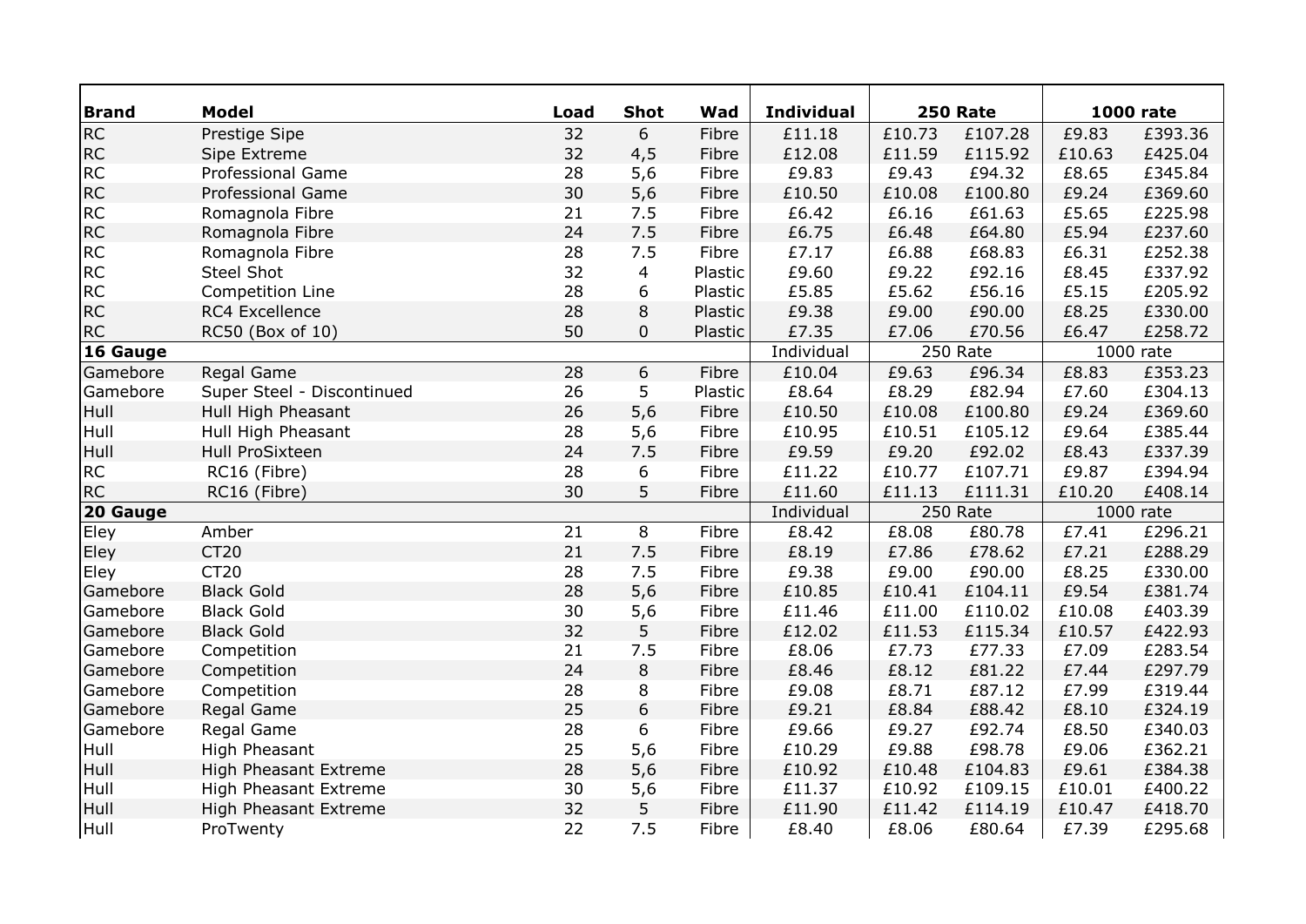| Brand | Model | Load | Shot | Wad | Individual | 250 Rate | | 1000 rate | |
|---|---|---|---|---|---|---|---|---|---|
| RC | Prestige Sipe | 32 | 6 | Fibre | £11.18 | £10.73 | £107.28 | £9.83 | £393.36 |
| RC | Sipe Extreme | 32 | 4,5 | Fibre | £12.08 | £11.59 | £115.92 | £10.63 | £425.04 |
| RC | Professional Game | 28 | 5,6 | Fibre | £9.83 | £9.43 | £94.32 | £8.65 | £345.84 |
| RC | Professional Game | 30 | 5,6 | Fibre | £10.50 | £10.08 | £100.80 | £9.24 | £369.60 |
| RC | Romagnola Fibre | 21 | 7.5 | Fibre | £6.42 | £6.16 | £61.63 | £5.65 | £225.98 |
| RC | Romagnola Fibre | 24 | 7.5 | Fibre | £6.75 | £6.48 | £64.80 | £5.94 | £237.60 |
| RC | Romagnola Fibre | 28 | 7.5 | Fibre | £7.17 | £6.88 | £68.83 | £6.31 | £252.38 |
| RC | Steel Shot | 32 | 4 | Plastic | £9.60 | £9.22 | £92.16 | £8.45 | £337.92 |
| RC | Competition Line | 28 | 6 | Plastic | £5.85 | £5.62 | £56.16 | £5.15 | £205.92 |
| RC | RC4 Excellence | 28 | 8 | Plastic | £9.38 | £9.00 | £90.00 | £8.25 | £330.00 |
| RC | RC50 (Box of 10) | 50 | 0 | Plastic | £7.35 | £7.06 | £70.56 | £6.47 | £258.72 |
| **16 Gauge** | | | | | Individual | 250 Rate | | 1000 rate | |
| Gamebore | Regal Game | 28 | 6 | Fibre | £10.04 | £9.63 | £96.34 | £8.83 | £353.23 |
| Gamebore | Super Steel - Discontinued | 26 | 5 | Plastic | £8.64 | £8.29 | £82.94 | £7.60 | £304.13 |
| Hull | Hull High Pheasant | 26 | 5,6 | Fibre | £10.50 | £10.08 | £100.80 | £9.24 | £369.60 |
| Hull | Hull High Pheasant | 28 | 5,6 | Fibre | £10.95 | £10.51 | £105.12 | £9.64 | £385.44 |
| Hull | Hull ProSixteen | 24 | 7.5 | Fibre | £9.59 | £9.20 | £92.02 | £8.43 | £337.39 |
| RC | RC16 (Fibre) | 28 | 6 | Fibre | £11.22 | £10.77 | £107.71 | £9.87 | £394.94 |
| RC | RC16 (Fibre) | 30 | 5 | Fibre | £11.60 | £11.13 | £111.31 | £10.20 | £408.14 |
| **20 Gauge** | | | | | Individual | 250 Rate | | 1000 rate | |
| Eley | Amber | 21 | 8 | Fibre | £8.42 | £8.08 | £80.78 | £7.41 | £296.21 |
| Eley | CT20 | 21 | 7.5 | Fibre | £8.19 | £7.86 | £78.62 | £7.21 | £288.29 |
| Eley | CT20 | 28 | 7.5 | Fibre | £9.38 | £9.00 | £90.00 | £8.25 | £330.00 |
| Gamebore | Black Gold | 28 | 5,6 | Fibre | £10.85 | £10.41 | £104.11 | £9.54 | £381.74 |
| Gamebore | Black Gold | 30 | 5,6 | Fibre | £11.46 | £11.00 | £110.02 | £10.08 | £403.39 |
| Gamebore | Black Gold | 32 | 5 | Fibre | £12.02 | £11.53 | £115.34 | £10.57 | £422.93 |
| Gamebore | Competition | 21 | 7.5 | Fibre | £8.06 | £7.73 | £77.33 | £7.09 | £283.54 |
| Gamebore | Competition | 24 | 8 | Fibre | £8.46 | £8.12 | £81.22 | £7.44 | £297.79 |
| Gamebore | Competition | 28 | 8 | Fibre | £9.08 | £8.71 | £87.12 | £7.99 | £319.44 |
| Gamebore | Regal Game | 25 | 6 | Fibre | £9.21 | £8.84 | £88.42 | £8.10 | £324.19 |
| Gamebore | Regal Game | 28 | 6 | Fibre | £9.66 | £9.27 | £92.74 | £8.50 | £340.03 |
| Hull | High Pheasant | 25 | 5,6 | Fibre | £10.29 | £9.88 | £98.78 | £9.06 | £362.21 |
| Hull | High Pheasant Extreme | 28 | 5,6 | Fibre | £10.92 | £10.48 | £104.83 | £9.61 | £384.38 |
| Hull | High Pheasant Extreme | 30 | 5,6 | Fibre | £11.37 | £10.92 | £109.15 | £10.01 | £400.22 |
| Hull | High Pheasant Extreme | 32 | 5 | Fibre | £11.90 | £11.42 | £114.19 | £10.47 | £418.70 |
| Hull | ProTwenty | 22 | 7.5 | Fibre | £8.40 | £8.06 | £80.64 | £7.39 | £295.68 |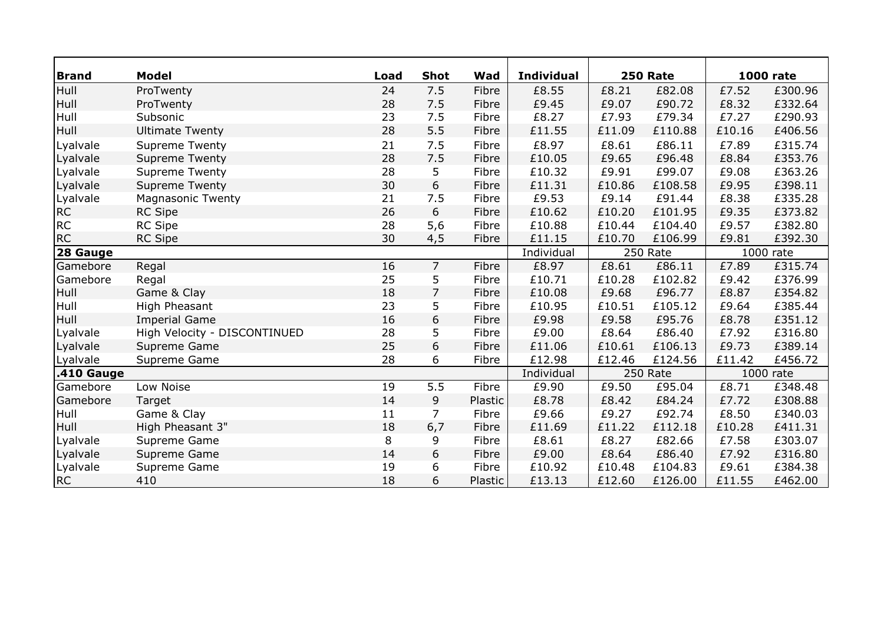| Brand | Model | Load | Shot | Wad | Individual | 250 Rate | | 1000 rate | |
|---|---|---|---|---|---|---|---|---|---|
| Hull | ProTwenty | 24 | 7.5 | Fibre | £8.55 | £8.21 | £82.08 | £7.52 | £300.96 |
| Hull | ProTwenty | 28 | 7.5 | Fibre | £9.45 | £9.07 | £90.72 | £8.32 | £332.64 |
| Hull | Subsonic | 23 | 7.5 | Fibre | £8.27 | £7.93 | £79.34 | £7.27 | £290.93 |
| Hull | Ultimate Twenty | 28 | 5.5 | Fibre | £11.55 | £11.09 | £110.88 | £10.16 | £406.56 |
| Lyalvale | Supreme Twenty | 21 | 7.5 | Fibre | £8.97 | £8.61 | £86.11 | £7.89 | £315.74 |
| Lyalvale | Supreme Twenty | 28 | 7.5 | Fibre | £10.05 | £9.65 | £96.48 | £8.84 | £353.76 |
| Lyalvale | Supreme Twenty | 28 | 5 | Fibre | £10.32 | £9.91 | £99.07 | £9.08 | £363.26 |
| Lyalvale | Supreme Twenty | 30 | 6 | Fibre | £11.31 | £10.86 | £108.58 | £9.95 | £398.11 |
| Lyalvale | Magnasonic Twenty | 21 | 7.5 | Fibre | £9.53 | £9.14 | £91.44 | £8.38 | £335.28 |
| RC | RC Sipe | 26 | 6 | Fibre | £10.62 | £10.20 | £101.95 | £9.35 | £373.82 |
| RC | RC Sipe | 28 | 5,6 | Fibre | £10.88 | £10.44 | £104.40 | £9.57 | £382.80 |
| RC | RC Sipe | 30 | 4,5 | Fibre | £11.15 | £10.70 | £106.99 | £9.81 | £392.30 |
| **28 Gauge** | | | | | Individual | 250 Rate | | 1000 rate | |
| Gamebore | Regal | 16 | 7 | Fibre | £8.97 | £8.61 | £86.11 | £7.89 | £315.74 |
| Gamebore | Regal | 25 | 5 | Fibre | £10.71 | £10.28 | £102.82 | £9.42 | £376.99 |
| Hull | Game & Clay | 18 | 7 | Fibre | £10.08 | £9.68 | £96.77 | £8.87 | £354.82 |
| Hull | High Pheasant | 23 | 5 | Fibre | £10.95 | £10.51 | £105.12 | £9.64 | £385.44 |
| Hull | Imperial Game | 16 | 6 | Fibre | £9.98 | £9.58 | £95.76 | £8.78 | £351.12 |
| Lyalvale | High Velocity - DISCONTINUED | 28 | 5 | Fibre | £9.00 | £8.64 | £86.40 | £7.92 | £316.80 |
| Lyalvale | Supreme Game | 25 | 6 | Fibre | £11.06 | £10.61 | £106.13 | £9.73 | £389.14 |
| Lyalvale | Supreme Game | 28 | 6 | Fibre | £12.98 | £12.46 | £124.56 | £11.42 | £456.72 |
| **.410 Gauge** | | | | | Individual | 250 Rate | | 1000 rate | |
| Gamebore | Low Noise | 19 | 5.5 | Fibre | £9.90 | £9.50 | £95.04 | £8.71 | £348.48 |
| Gamebore | Target | 14 | 9 | Plastic | £8.78 | £8.42 | £84.24 | £7.72 | £308.88 |
| Hull | Game & Clay | 11 | 7 | Fibre | £9.66 | £9.27 | £92.74 | £8.50 | £340.03 |
| Hull | High Pheasant 3" | 18 | 6,7 | Fibre | £11.69 | £11.22 | £112.18 | £10.28 | £411.31 |
| Lyalvale | Supreme Game | 8 | 9 | Fibre | £8.61 | £8.27 | £82.66 | £7.58 | £303.07 |
| Lyalvale | Supreme Game | 14 | 6 | Fibre | £9.00 | £8.64 | £86.40 | £7.92 | £316.80 |
| Lyalvale | Supreme Game | 19 | 6 | Fibre | £10.92 | £10.48 | £104.83 | £9.61 | £384.38 |
| RC | 410 | 18 | 6 | Plastic | £13.13 | £12.60 | £126.00 | £11.55 | £462.00 |